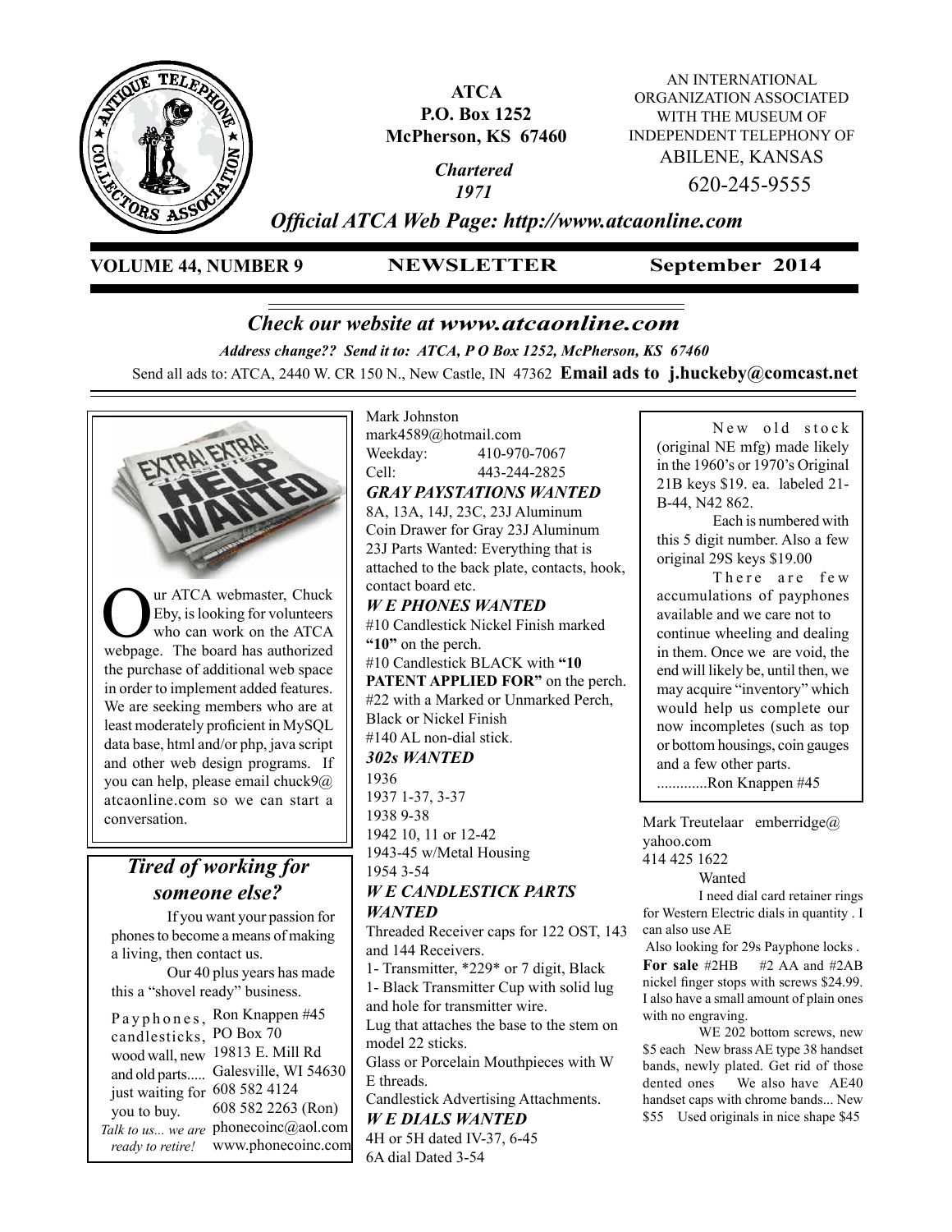**ATCA**
**P.O. Box 1252**
**McPherson, KS 67460**

***Chartered 1971***

AN INTERNATIONAL ORGANIZATION ASSOCIATED WITH THE MUSEUM OF INDEPENDENT TELEPHONY OF ABILENE, KANSAS
620-245-9555

***Official ATCA Web Page: http://www.atcaonline.com***

**VOLUME 44, NUMBER 9** **NEWSLETTER** **September 2014**

## *Check our website at www.atcaonline.com*

***Address change?? Send it to: ATCA, P O Box 1252, McPherson, KS 67460***

Send all ads to: ATCA, 2440 W. CR 150 N., New Castle, IN 47362 **Email ads to j.huckeby@comcast.net**

---

Our ATCA webmaster, Chuck Eby, is looking for volunteers who can work on the ATCA webpage. The board has authorized the purchase of additional web space in order to implement added features. We are seeking members who are at least moderately proficient in MySQL data base, html and/or php, java script and other web design programs. If you can help, please email chuck9@atcaonline.com so we can start a conversation.

---

### *Tired of working for someone else?*

If you want your passion for phones to become a means of making a living, then contact us.

Our 40 plus years has made this a "shovel ready" business.

Payphones, candlesticks, wood wall, new and old parts..... just waiting for you to buy.

*Talk to us... we are ready to retire!*

Ron Knappen #45
PO Box 70
19813 E. Mill Rd
Galesville, WI 54630
608 582 4124
608 582 2263 (Ron)
phonecoinc@aol.com
www.phonecoinc.com

---

Mark Johnston
mark4589@hotmail.com
Weekday: 410-970-7067
Cell: 443-244-2825

### *GRAY PAYSTATIONS WANTED*

8A, 13A, 14J, 23C, 23J Aluminum Coin Drawer for Gray 23J Aluminum
23J Parts Wanted: Everything that is attached to the back plate, contacts, hook, contact board etc.

### *W E PHONES WANTED*

#10 Candlestick Nickel Finish marked **"10"** on the perch.
#10 Candlestick BLACK with **"10 PATENT APPLIED FOR"** on the perch.
#22 with a Marked or Unmarked Perch, Black or Nickel Finish
#140 AL non-dial stick.

### *302s WANTED*

1936
1937 1-37, 3-37
1938 9-38
1942 10, 11 or 12-42
1943-45 w/Metal Housing
1954 3-54

### *W E CANDLESTICK PARTS WANTED*

Threaded Receiver caps for 122 OST, 143 and 144 Receivers.
1- Transmitter, *229* or 7 digit, Black
1- Black Transmitter Cup with solid lug and hole for transmitter wire.
Lug that attaches the base to the stem on model 22 sticks.
Glass or Porcelain Mouthpieces with W E threads.
Candlestick Advertising Attachments.

### *W E DIALS WANTED*

4H or 5H dated IV-37, 6-45
6A dial Dated 3-54

---

New old stock (original NE mfg) made likely in the 1960's or 1970's Original 21B keys $19. ea. labeled 21-B-44, N42 862.

Each is numbered with this 5 digit number. Also a few original 29S keys $19.00

There are few accumulations of payphones available and we care not to continue wheeling and dealing in them. Once we are void, the end will likely be, until then, we may acquire "inventory" which would help us complete our now incompletes (such as top or bottom housings, coin gauges and a few other parts.
.............Ron Knappen #45

---

Mark Treutelaar emberridge@yahoo.com
414 425 1622

Wanted

I need dial card retainer rings for Western Electric dials in quantity . I can also use AE

Also looking for 29s Payphone locks .

**For sale** #2HB #2 AA and #2AB nickel finger stops with screws $24.99. I also have a small amount of plain ones with no engraving.

WE 202 bottom screws, new $5 each New brass AE type 38 handset bands, newly plated. Get rid of those dented ones We also have AE40 handset caps with chrome bands... New $55 Used originals in nice shape $45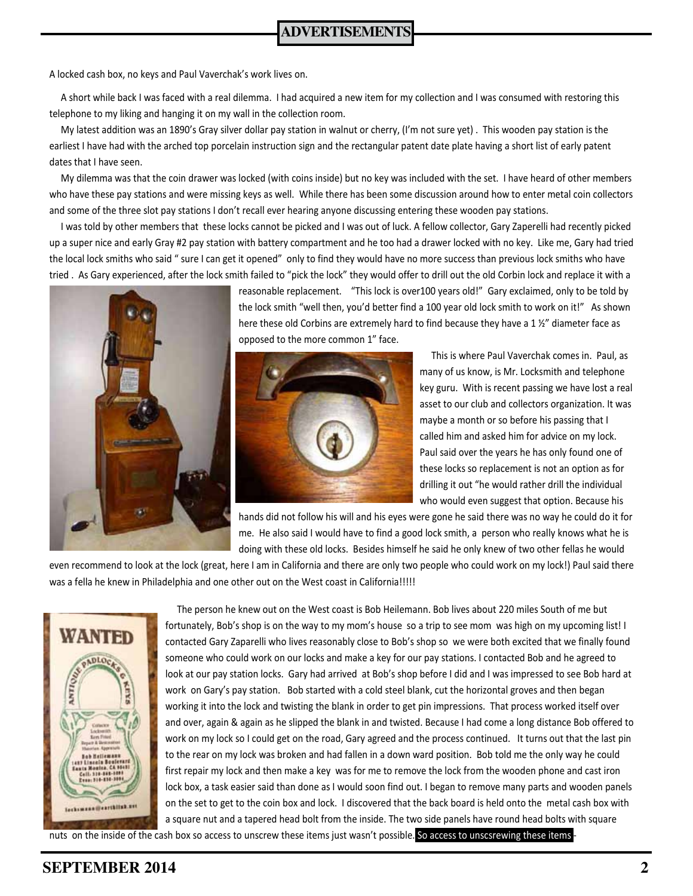A locked cash box, no keys and Paul Vaverchak's work lives on.

A short while back I was faced with a real dilemma. I had acquired a new item for my collection and I was consumed with restoring this telephone to my liking and hanging it on my wall in the collection room.

My latest addition was an 1890's Gray silver dollar pay station in walnut or cherry, (I'm not sure yet) . This wooden pay station is the earliest I have had with the arched top porcelain instruction sign and the rectangular patent date plate having a short list of early patent dates that I have seen.

My dilemma was that the coin drawer was locked (with coins inside) but no key was included with the set. I have heard of other members who have these pay stations and were missing keys as well. While there has been some discussion around how to enter metal coin collectors and some of the three slot pay stations I don't recall ever hearing anyone discussing entering these wooden pay stations.

I was told by other members that these locks cannot be picked and I was out of luck. A fellow collector, Gary Zaperelli had recently picked up a super nice and early Gray #2 pay station with battery compartment and he too had a drawer locked with no key. Like me, Gary had tried the local lock smiths who said " sure I can get it opened" only to find they would have no more success than previous lock smiths who have tried . As Gary experienced, after the lock smith failed to "pick the lock" they would offer to drill out the old Corbin lock and replace it with a reasonable replacement. "This lock is over100 years old!" Gary exclaimed, only to be told by the lock smith "well then, you'd better find a 100 year old lock smith to work on it!" As shown here these old Corbins are extremely hard to find because they have a 1 ½" diameter face as opposed to the more common 1" face.

This is where Paul Vaverchak comes in. Paul, as many of us know, is Mr. Locksmith and telephone key guru. With is recent passing we have lost a real asset to our club and collectors organization. It was maybe a month or so before his passing that I called him and asked him for advice on my lock. Paul said over the years he has only found one of these locks so replacement is not an option as for drilling it out "he would rather drill the individual who would even suggest that option. Because his hands did not follow his will and his eyes were gone he said there was no way he could do it for me. He also said I would have to find a good lock smith, a person who really knows what he is doing with these old locks. Besides himself he said he only knew of two other fellas he would even recommend to look at the lock (great, here I am in California and there are only two people who could work on my lock!) Paul said there was a fella he knew in Philadelphia and one other out on the West coast in California!!!!!

The person he knew out on the West coast is Bob Heilemann. Bob lives about 220 miles South of me but fortunately, Bob's shop is on the way to my mom's house so a trip to see mom was high on my upcoming list! I contacted Gary Zaparelli who lives reasonably close to Bob's shop so we were both excited that we finally found someone who could work on our locks and make a key for our pay stations. I contacted Bob and he agreed to look at our pay station locks. Gary had arrived at Bob's shop before I did and I was impressed to see Bob hard at work on Gary's pay station. Bob started with a cold steel blank, cut the horizontal groves and then began working it into the lock and twisting the blank in order to get pin impressions. That process worked itself over and over, again & again as he slipped the blank in and twisted. Because I had come a long distance Bob offered to work on my lock so I could get on the road, Gary agreed and the process continued. It turns out that the last pin to the rear on my lock was broken and had fallen in a down ward position. Bob told me the only way he could first repair my lock and then make a key was for me to remove the lock from the wooden phone and cast iron lock box, a task easier said than done as I would soon find out. I began to remove many parts and wooden panels on the set to get to the coin box and lock. I discovered that the back board is held onto the metal cash box with a square nut and a tapered head bolt from the inside. The two side panels have round head bolts with square nuts on the inside of the cash box so access to unscrew these items just wasn't possible. So access to unscsrewing these items -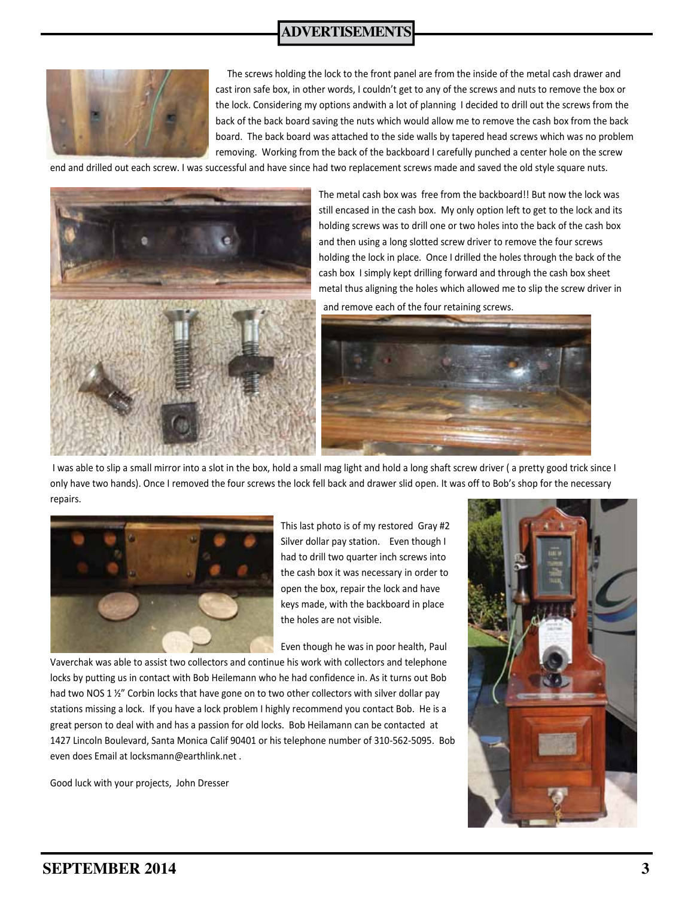## ADVERTISEMENTS

The screws holding the lock to the front panel are from the inside of the metal cash drawer and cast iron safe box, in other words, I couldn't get to any of the screws and nuts to remove the box or the lock. Considering my options andwith a lot of planning I decided to drill out the screws from the back of the back board saving the nuts which would allow me to remove the cash box from the back board. The back board was attached to the side walls by tapered head screws which was no problem removing. Working from the back of the backboard I carefully punched a center hole on the screw end and drilled out each screw. I was successful and have since had two replacement screws made and saved the old style square nuts.

The metal cash box was free from the backboard!! But now the lock was still encased in the cash box. My only option left to get to the lock and its holding screws was to drill one or two holes into the back of the cash box and then using a long slotted screw driver to remove the four screws holding the lock in place. Once I drilled the holes through the back of the cash box I simply kept drilling forward and through the cash box sheet metal thus aligning the holes which allowed me to slip the screw driver in and remove each of the four retaining screws.

I was able to slip a small mirror into a slot in the box, hold a small mag light and hold a long shaft screw driver ( a pretty good trick since I only have two hands). Once I removed the four screws the lock fell back and drawer slid open. It was off to Bob's shop for the necessary repairs.

This last photo is of my restored Gray #2 Silver dollar pay station. Even though I had to drill two quarter inch screws into the cash box it was necessary in order to open the box, repair the lock and have keys made, with the backboard in place the holes are not visible.

Even though he was in poor health, Paul Vaverchak was able to assist two collectors and continue his work with collectors and telephone locks by putting us in contact with Bob Heilemann who he had confidence in. As it turns out Bob had two NOS 1 ½" Corbin locks that have gone on to two other collectors with silver dollar pay stations missing a lock. If you have a lock problem I highly recommend you contact Bob. He is a great person to deal with and has a passion for old locks. Bob Heilamann can be contacted at 1427 Lincoln Boulevard, Santa Monica Calif 90401 or his telephone number of 310-562-5095. Bob even does Email at locksmann@earthlink.net .

Good luck with your projects, John Dresser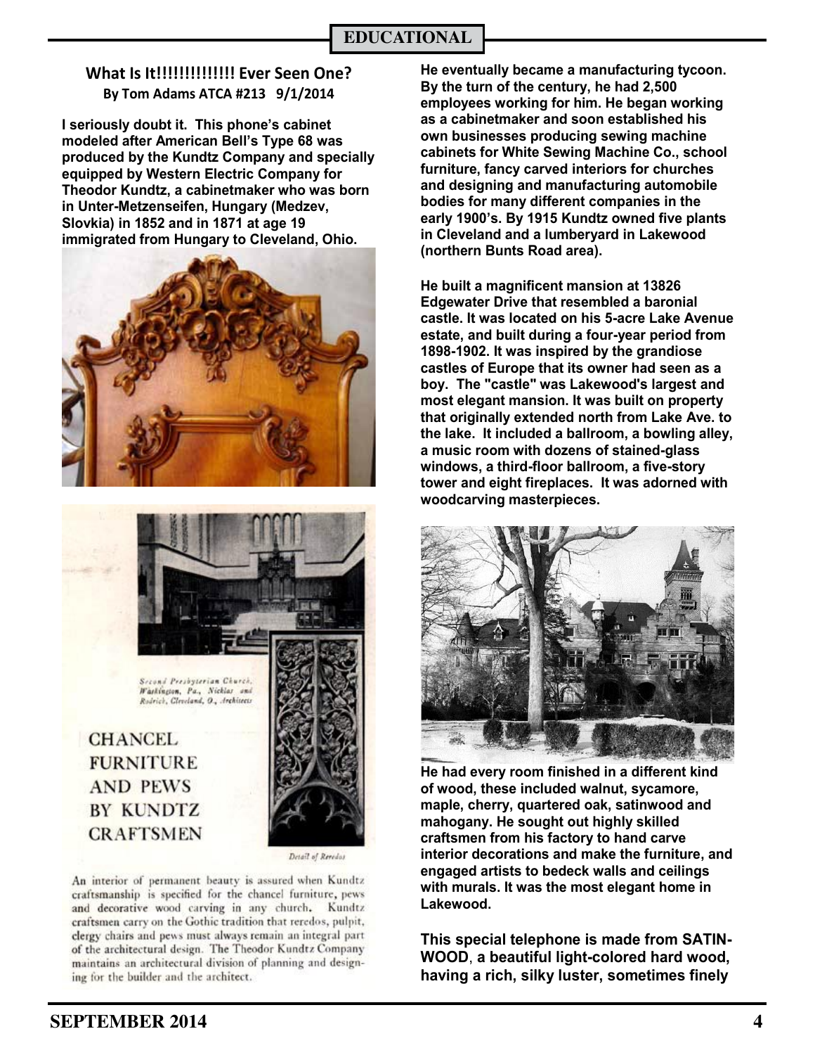## What Is It!!!!!!!!!!!!! Ever Seen One?

By Tom Adams ATCA #213 9/1/2014

I seriously doubt it. This phone's cabinet modeled after American Bell's Type 68 was produced by the Kundtz Company and specially equipped by Western Electric Company for Theodor Kundtz, a cabinetmaker who was born in Unter-Metzenseifen, Hungary (Medzev, Slovkia) in 1852 and in 1871 at age 19 immigrated from Hungary to Cleveland, Ohio.

Second Presbyterian Church, Washington, Pa., Nicklas and Rodrick, Cleveland, O., Architects

CHANCEL FURNITURE AND PEWS BY KUNDTZ CRAFTSMEN

Detail of Reredos

An interior of permanent beauty is assured when Kundtz craftsmanship is specified for the chancel furniture, pews and decorative wood carving in any church. Kundtz craftsmen carry on the Gothic tradition that reredos, pulpit, clergy chairs and pews must always remain an integral part of the architectural design. The Theodor Kundtz Company maintains an architectural division of planning and designing for the builder and the architect.

He eventually became a manufacturing tycoon. By the turn of the century, he had 2,500 employees working for him. He began working as a cabinetmaker and soon established his own businesses producing sewing machine cabinets for White Sewing Machine Co., school furniture, fancy carved interiors for churches and designing and manufacturing automobile bodies for many different companies in the early 1900's. By 1915 Kundtz owned five plants in Cleveland and a lumberyard in Lakewood (northern Bunts Road area).

He built a magnificent mansion at 13826 Edgewater Drive that resembled a baronial castle. It was located on his 5-acre Lake Avenue estate, and built during a four-year period from 1898-1902. It was inspired by the grandiose castles of Europe that its owner had seen as a boy. The "castle" was Lakewood's largest and most elegant mansion. It was built on property that originally extended north from Lake Ave. to the lake. It included a ballroom, a bowling alley, a music room with dozens of stained-glass windows, a third-floor ballroom, a five-story tower and eight fireplaces. It was adorned with woodcarving masterpieces.

He had every room finished in a different kind of wood, these included walnut, sycamore, maple, cherry, quartered oak, satinwood and mahogany. He sought out highly skilled craftsmen from his factory to hand carve interior decorations and make the furniture, and engaged artists to bedeck walls and ceilings with murals. It was the most elegant home in Lakewood.

This special telephone is made from SATIN-WOOD, a beautiful light-colored hard wood, having a rich, silky luster, sometimes finely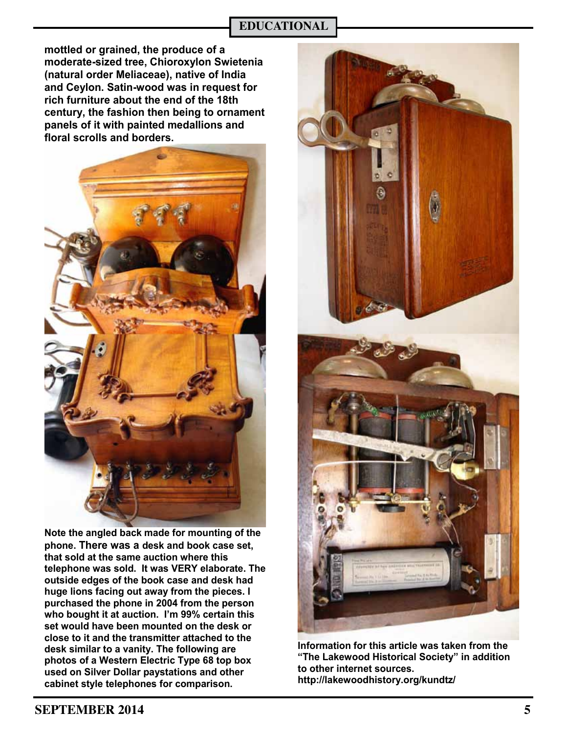mottled or grained, the produce of a moderate-sized tree, Chioroxylon Swietenia (natural order Meliaceae), native of India and Ceylon. Satin-wood was in request for rich furniture about the end of the 18th century, the fashion then being to ornament panels of it with painted medallions and floral scrolls and borders.

Note the angled back made for mounting of the phone. There was a desk and book case set, that sold at the same auction where this telephone was sold. It was VERY elaborate. The outside edges of the book case and desk had huge lions facing out away from the pieces. I purchased the phone in 2004 from the person who bought it at auction. I'm 99% certain this set would have been mounted on the desk or close to it and the transmitter attached to the desk similar to a vanity. The following are photos of a Western Electric Type 68 top box used on Silver Dollar paystations and other cabinet style telephones for comparison.

Information for this article was taken from the "The Lakewood Historical Society" in addition to other internet sources.
http://lakewoodhistory.org/kundtz/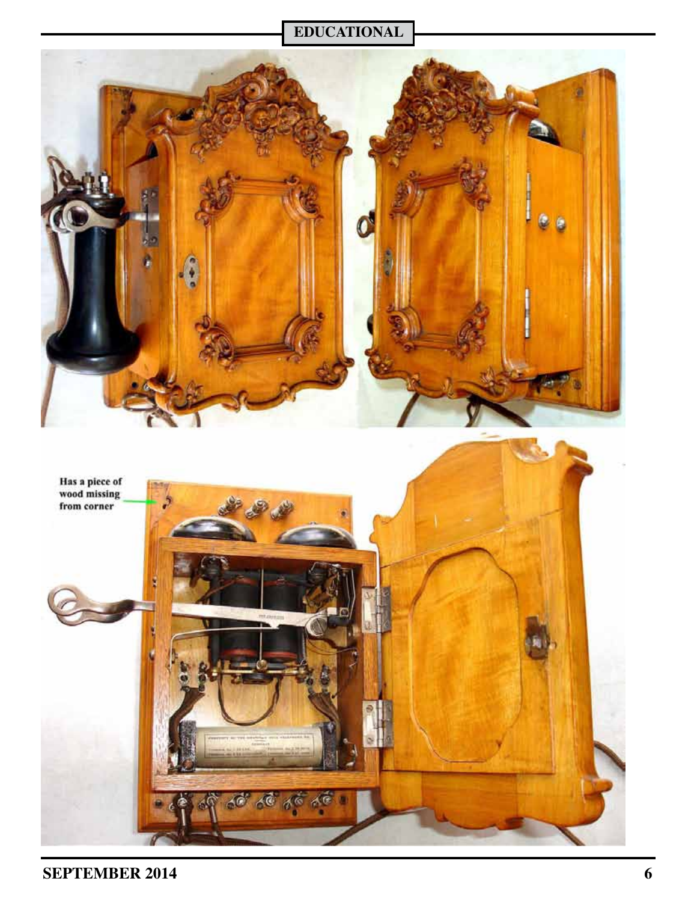Has a piece of wood missing from corner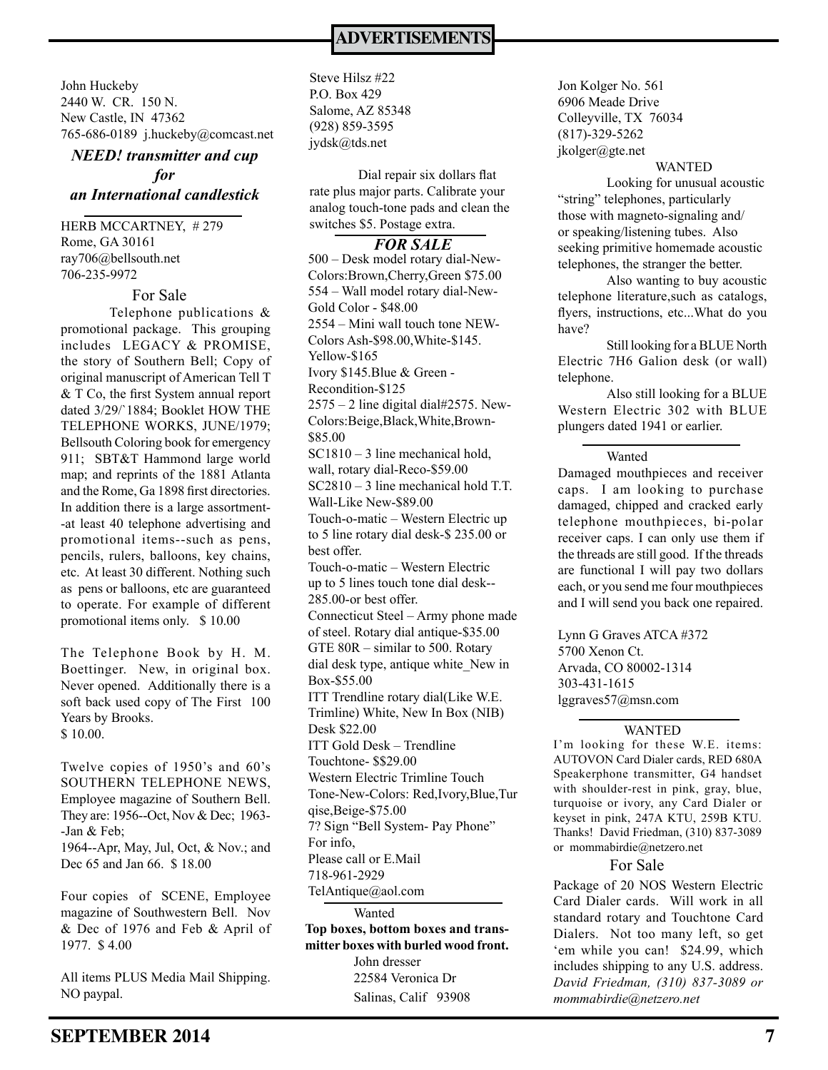## ADVERTISEMENTS

John Huckeby
2440 W. CR. 150 N.
New Castle, IN 47362
765-686-0189 j.huckeby@comcast.net

***NEED! transmitter and cup for an International candlestick***

---

HERB MCCARTNEY, # 279
Rome, GA 30161
ray706@bellsouth.net
706-235-9972

For Sale

Telephone publications & promotional package. This grouping includes LEGACY & PROMISE, the story of Southern Bell; Copy of original manuscript of American Tell T & T Co, the first System annual report dated 3/29/`1884; Booklet HOW THE TELEPHONE WORKS, JUNE/1979; Bellsouth Coloring book for emergency 911; SBT&T Hammond large world map; and reprints of the 1881 Atlanta and the Rome, Ga 1898 first directories. In addition there is a large assortment--at least 40 telephone advertising and promotional items--such as pens, pencils, rulers, balloons, key chains, etc. At least 30 different. Nothing such as pens or balloons, etc are guaranteed to operate. For example of different promotional items only. $ 10.00

The Telephone Book by H. M. Boettinger. New, in original box. Never opened. Additionally there is a soft back used copy of The First 100 Years by Brooks.
$ 10.00.

Twelve copies of 1950's and 60's SOUTHERN TELEPHONE NEWS, Employee magazine of Southern Bell. They are: 1956--Oct, Nov & Dec; 1963--Jan & Feb;
1964--Apr, May, Jul, Oct, & Nov.; and Dec 65 and Jan 66. $ 18.00

Four copies of SCENE, Employee magazine of Southwestern Bell. Nov & Dec of 1976 and Feb & April of 1977. $ 4.00

All items PLUS Media Mail Shipping. NO paypal.

Steve Hilsz #22
P.O. Box 429
Salome, AZ 85348
(928) 859-3595
jydsk@tds.net

Dial repair six dollars flat rate plus major parts. Calibrate your analog touch-tone pads and clean the switches $5. Postage extra.

---

***FOR SALE***

500 – Desk model rotary dial-New-Colors:Brown,Cherry,Green $75.00
554 – Wall model rotary dial-New-Gold Color - $48.00
2554 – Mini wall touch tone NEW-Colors Ash-$98.00,White-$145. Yellow-$165
Ivory $145.Blue & Green - Recondition-$125
2575 – 2 line digital dial#2575. New-Colors:Beige,Black,White,Brown-$85.00
SC1810 – 3 line mechanical hold, wall, rotary dial-Reco-$59.00
SC2810 – 3 line mechanical hold T.T. Wall-Like New-$89.00
Touch-o-matic – Western Electric up to 5 line rotary dial desk-$ 235.00 or best offer.
Touch-o-matic – Western Electric up to 5 lines touch tone dial desk--285.00-or best offer.
Connecticut Steel – Army phone made of steel. Rotary dial antique-$35.00
GTE 80R – similar to 500. Rotary dial desk type, antique white_New in Box-$55.00
ITT Trendline rotary dial(Like W.E. Trimline) White, New In Box (NIB) Desk $22.00
ITT Gold Desk – Trendline Touchtone- $$29.00
Western Electric Trimline Touch Tone-New-Colors: Red,Ivory,Blue,Turqise,Beige-$75.00
7? Sign "Bell System- Pay Phone"
For info,
Please call or E.Mail
718-961-2929
TelAntique@aol.com

---

Wanted

**Top boxes, bottom boxes and transmitter boxes with burled wood front.**

John dresser
22584 Veronica Dr
Salinas, Calif 93908

Jon Kolger No. 561
6906 Meade Drive
Colleyville, TX 76034
(817)-329-5262
jkolger@gte.net

WANTED

Looking for unusual acoustic "string" telephones, particularly those with magneto-signaling and/or speaking/listening tubes. Also seeking primitive homemade acoustic telephones, the stranger the better.

Also wanting to buy acoustic telephone literature,such as catalogs, flyers, instructions, etc...What do you have?

Still looking for a BLUE North Electric 7H6 Galion desk (or wall) telephone.

Also still looking for a BLUE Western Electric 302 with BLUE plungers dated 1941 or earlier.

---

Wanted

Damaged mouthpieces and receiver caps. I am looking to purchase damaged, chipped and cracked early telephone mouthpieces, bi-polar receiver caps. I can only use them if the threads are still good. If the threads are functional I will pay two dollars each, or you send me four mouthpieces and I will send you back one repaired.

Lynn G Graves ATCA #372
5700 Xenon Ct.
Arvada, CO 80002-1314
303-431-1615
lggraves57@msn.com

---

WANTED

I'm looking for these W.E. items: AUTOVON Card Dialer cards, RED 680A Speakerphone transmitter, G4 handset with shoulder-rest in pink, gray, blue, turquoise or ivory, any Card Dialer or keyset in pink, 247A KTU, 259B KTU. Thanks! David Friedman, (310) 837-3089 or mommabirdie@netzero.net

For Sale

Package of 20 NOS Western Electric Card Dialer cards. Will work in all standard rotary and Touchtone Card Dialers. Not too many left, so get 'em while you can! $24.99, which includes shipping to any U.S. address. *David Friedman, (310) 837-3089 or mommabirdie@netzero.net*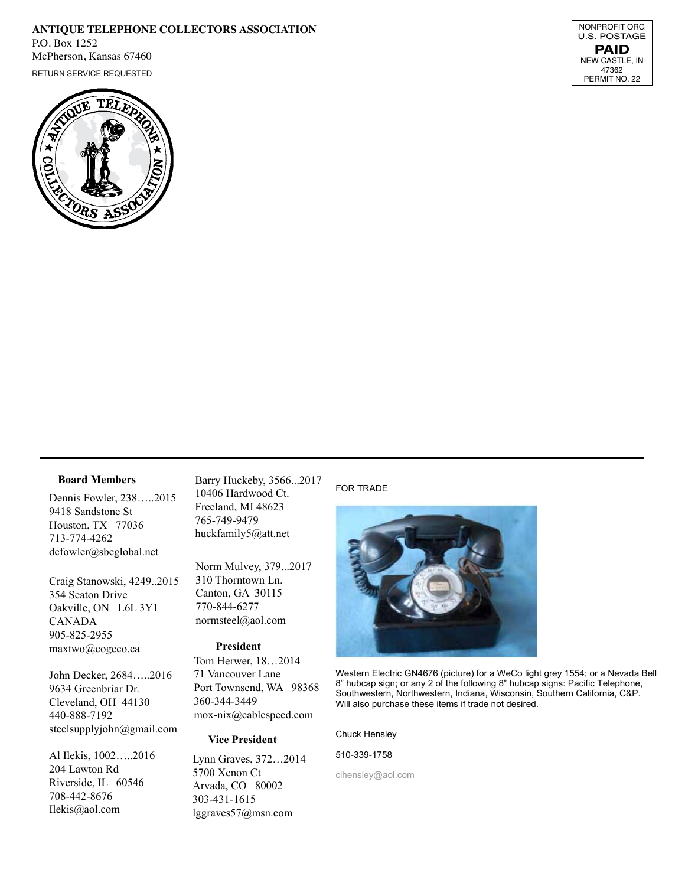**ANTIQUE TELEPHONE COLLECTORS ASSOCIATION**
P.O. Box 1252
McPherson, Kansas 67460
RETURN SERVICE REQUESTED

NONPROFIT ORG
U.S. POSTAGE
**PAID**
NEW CASTLE, IN
47362
PERMIT NO. 22

---

### Board Members

Dennis Fowler, 238…..2015
9418 Sandstone St
Houston, TX 77036
713-774-4262
dcfowler@sbcglobal.net

Craig Stanowski, 4249..2015
354 Seaton Drive
Oakville, ON L6L 3Y1
CANADA
905-825-2955
maxtwo@cogeco.ca

John Decker, 2684…..2016
9634 Greenbriar Dr.
Cleveland, OH 44130
440-888-7192
steelsupplyjohn@gmail.com

Al Ilekis, 1002…..2016
204 Lawton Rd
Riverside, IL 60546
708-442-8676
Ilekis@aol.com

Barry Huckeby, 3566...2017
10406 Hardwood Ct.
Freeland, MI 48623
765-749-9479
huckfamily5@att.net

Norm Mulvey, 379...2017
310 Thorntown Ln.
Canton, GA 30115
770-844-6277
normsteel@aol.com

### President

Tom Herwer, 18…2014
71 Vancouver Lane
Port Townsend, WA 98368
360-344-3449
mox-nix@cablespeed.com

### Vice President

Lynn Graves, 372…2014
5700 Xenon Ct
Arvada, CO 80002
303-431-1615
lggraves57@msn.com

FOR TRADE

Western Electric GN4676 (picture) for a WeCo light grey 1554; or a Nevada Bell 8" hubcap sign; or any 2 of the following 8" hubcap signs: Pacific Telephone, Southwestern, Northwestern, Indiana, Wisconsin, Southern California, C&P. Will also purchase these items if trade not desired.

Chuck Hensley

510-339-1758

cihensley@aol.com